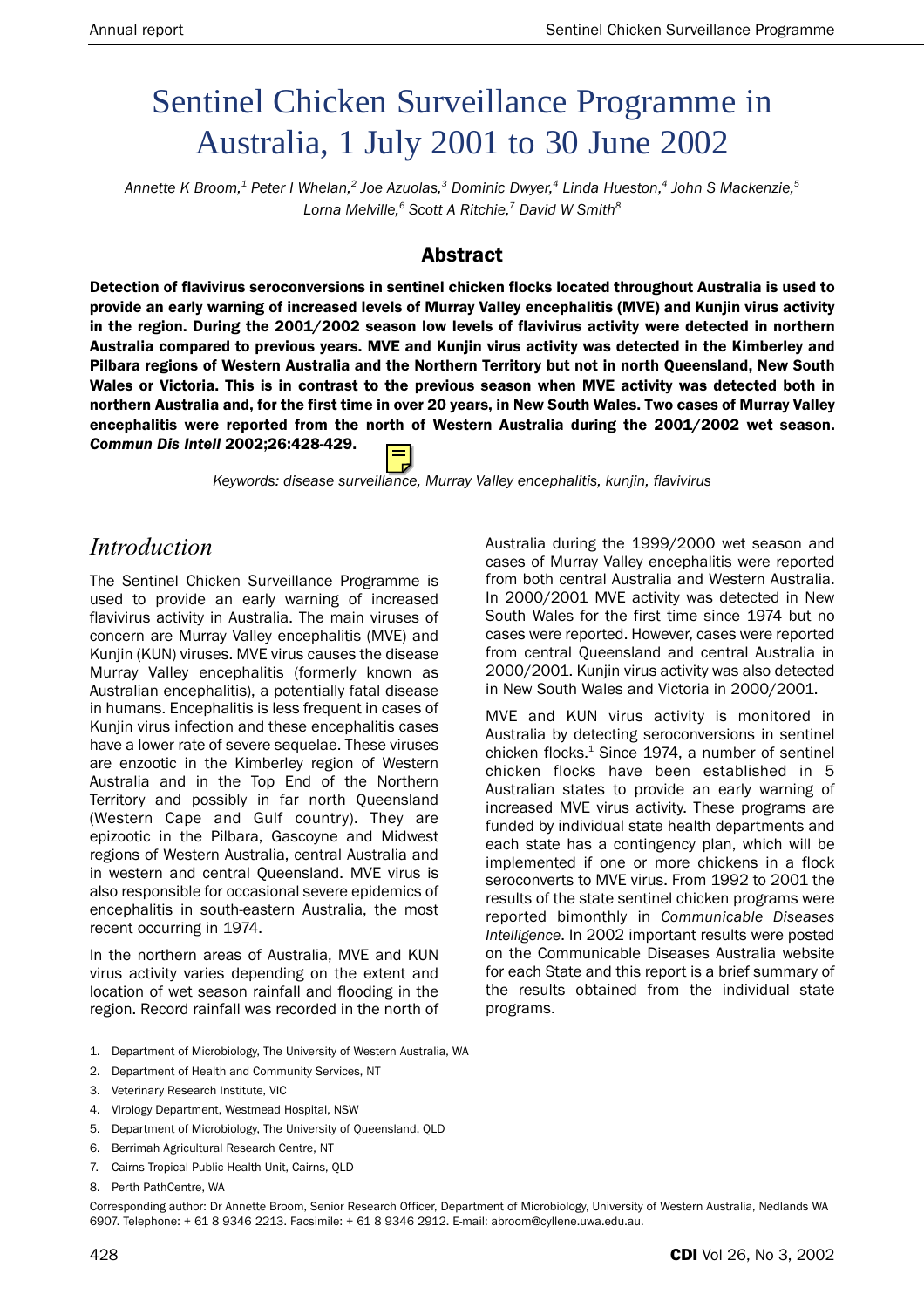# Sentinel Chicken Surveillance Programme in Australia, 1 July 2001 to 30 June 2002

*Annette K Broom,[1] Peter I Whelan,[2] Joe Azuolas,[3] Dominic Dwyer,[4] Linda Hueston,[4] John S Mackenzie,[5] Lorna Melville,[6] Scott A Ritchie,[7] David W Smith[8]*

## Abstract

**Detection of flavivirus seroconversions in sentinel chicken flocks located throughout Australia is used to provide an early warning of increased levels of Murray Valley encephalitis (MVE) and Kunjin virus activity in the region. During the 2001/2002 season low levels of flavivirus activity were detected in northern Australia compared to previous years. MVE and Kunjin virus activity was detected in the Kimberley and Pilbara regions of Western Australia and the Northern Territory but not in north Queensland, New South Wales or Victoria. This is in contrast to the previous season when MVE activity was detected both in northern Australia and, for the first time in over 20 years, in New South Wales. Two cases of Murray Valley encephalitis were reported from the north of Western Australia during the 2001/2002 wet season. *Commun Dis Intell* 2002;26:428-429.**

*Keywords: disease surveillance, Murray Valley encephalitis, kunjin, flavivirus*

## Introduction

The Sentinel Chicken Surveillance Programme is used to provide an early warning of increased flavivirus activity in Australia. The main viruses of concern are Murray Valley encephalitis (MVE) and Kunjin (KUN) viruses. MVE virus causes the disease Murray Valley encephalitis (formerly known as Australian encephalitis), a potentially fatal disease in humans. Encephalitis is less frequent in cases of Kunjin virus infection and these encephalitis cases have a lower rate of severe sequelae. These viruses are enzootic in the Kimberley region of Western Australia and in the Top End of the Northern Territory and possibly in far north Queensland (Western Cape and Gulf country). They are epizootic in the Pilbara, Gascoyne and Midwest regions of Western Australia, central Australia and in western and central Queensland. MVE virus is also responsible for occasional severe epidemics of encephalitis in south-eastern Australia, the most recent occurring in 1974.

In the northern areas of Australia, MVE and KUN virus activity varies depending on the extent and location of wet season rainfall and flooding in the region. Record rainfall was recorded in the north of Australia during the 1999/2000 wet season and cases of Murray Valley encephalitis were reported from both central Australia and Western Australia. In 2000/2001 MVE activity was detected in New South Wales for the first time since 1974 but no cases were reported. However, cases were reported from central Queensland and central Australia in 2000/2001. Kunjin virus activity was also detected in New South Wales and Victoria in 2000/2001.

MVE and KUN virus activity is monitored in Australia by detecting seroconversions in sentinel chicken flocks.[1] Since 1974, a number of sentinel chicken flocks have been established in 5 Australian states to provide an early warning of increased MVE virus activity. These programs are funded by individual state health departments and each state has a contingency plan, which will be implemented if one or more chickens in a flock seroconverts to MVE virus. From 1992 to 2001 the results of the state sentinel chicken programs were reported bimonthly in *Communicable Diseases Intelligence*. In 2002 important results were posted on the Communicable Diseases Australia website for each State and this report is a brief summary of the results obtained from the individual state programs.

1. Department of Microbiology, The University of Western Australia, WA
2. Department of Health and Community Services, NT
3. Veterinary Research Institute, VIC
4. Virology Department, Westmead Hospital, NSW
5. Department of Microbiology, The University of Queensland, QLD
6. Berrimah Agricultural Research Centre, NT
7. Cairns Tropical Public Health Unit, Cairns, QLD
8. Perth PathCentre, WA

Corresponding author: Dr Annette Broom, Senior Research Officer, Department of Microbiology, University of Western Australia, Nedlands WA 6907. Telephone: + 61 8 9346 2213. Facsimile: + 61 8 9346 2912. E-mail: abroom@cyllene.uwa.edu.au.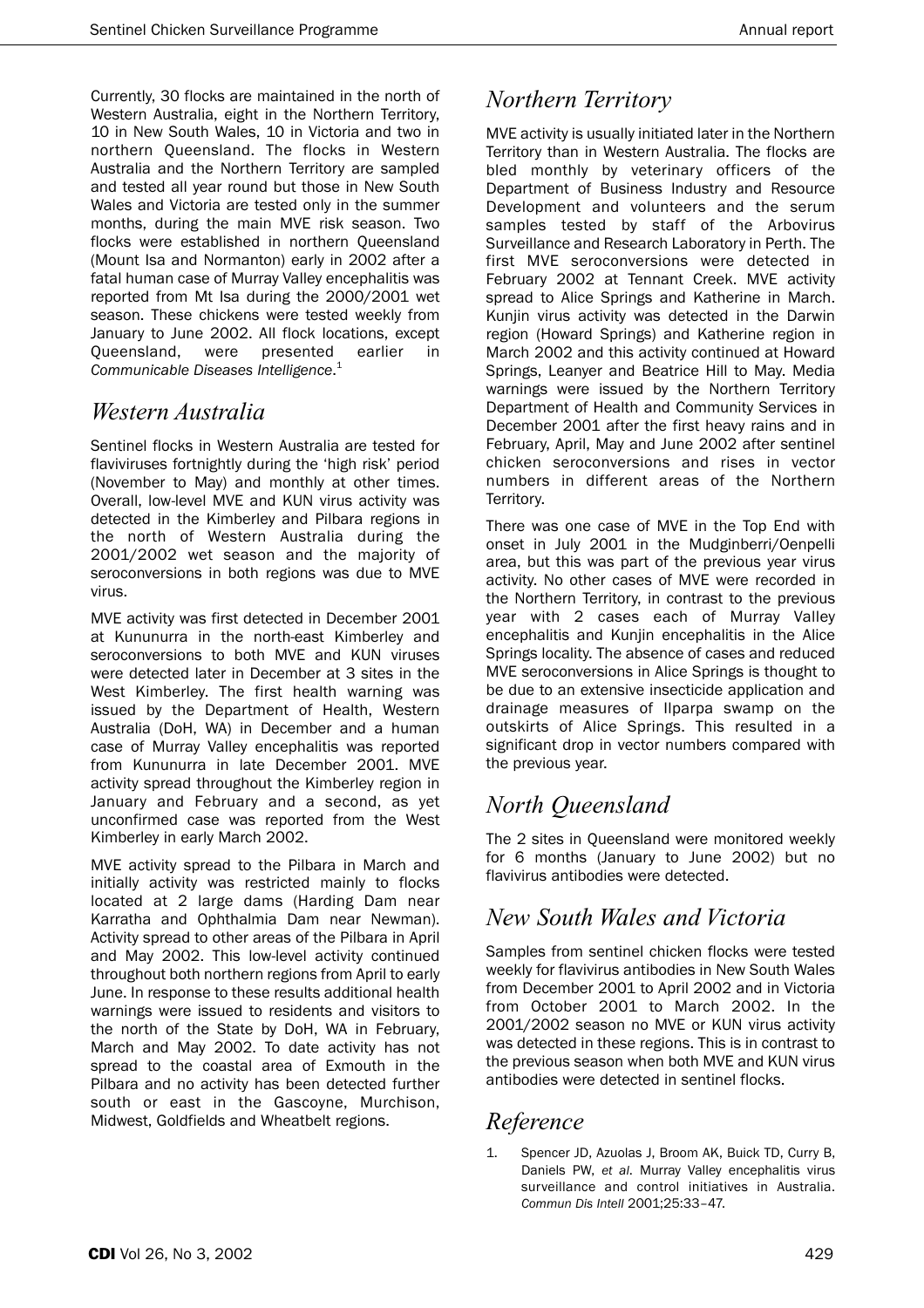Currently, 30 flocks are maintained in the north of Western Australia, eight in the Northern Territory, 10 in New South Wales, 10 in Victoria and two in northern Queensland. The flocks in Western Australia and the Northern Territory are sampled and tested all year round but those in New South Wales and Victoria are tested only in the summer months, during the main MVE risk season. Two flocks were established in northern Queensland (Mount Isa and Normanton) early in 2002 after a fatal human case of Murray Valley encephalitis was reported from Mt Isa during the 2000/2001 wet season. These chickens were tested weekly from January to June 2002. All flock locations, except Queensland, were presented earlier in *Communicable Diseases Intelligence*.[1]

## Western Australia

Sentinel flocks in Western Australia are tested for flaviviruses fortnightly during the 'high risk' period (November to May) and monthly at other times. Overall, low-level MVE and KUN virus activity was detected in the Kimberley and Pilbara regions in the north of Western Australia during the 2001/2002 wet season and the majority of seroconversions in both regions was due to MVE virus.

MVE activity was first detected in December 2001 at Kununurra in the north-east Kimberley and seroconversions to both MVE and KUN viruses were detected later in December at 3 sites in the West Kimberley. The first health warning was issued by the Department of Health, Western Australia (DoH, WA) in December and a human case of Murray Valley encephalitis was reported from Kununurra in late December 2001. MVE activity spread throughout the Kimberley region in January and February and a second, as yet unconfirmed case was reported from the West Kimberley in early March 2002.

MVE activity spread to the Pilbara in March and initially activity was restricted mainly to flocks located at 2 large dams (Harding Dam near Karratha and Ophthalmia Dam near Newman). Activity spread to other areas of the Pilbara in April and May 2002. This low-level activity continued throughout both northern regions from April to early June. In response to these results additional health warnings were issued to residents and visitors to the north of the State by DoH, WA in February, March and May 2002. To date activity has not spread to the coastal area of Exmouth in the Pilbara and no activity has been detected further south or east in the Gascoyne, Murchison, Midwest, Goldfields and Wheatbelt regions.

## Northern Territory

MVE activity is usually initiated later in the Northern Territory than in Western Australia. The flocks are bled monthly by veterinary officers of the Department of Business Industry and Resource Development and volunteers and the serum samples tested by staff of the Arbovirus Surveillance and Research Laboratory in Perth. The first MVE seroconversions were detected in February 2002 at Tennant Creek. MVE activity spread to Alice Springs and Katherine in March. Kunjin virus activity was detected in the Darwin region (Howard Springs) and Katherine region in March 2002 and this activity continued at Howard Springs, Leanyer and Beatrice Hill to May. Media warnings were issued by the Northern Territory Department of Health and Community Services in December 2001 after the first heavy rains and in February, April, May and June 2002 after sentinel chicken seroconversions and rises in vector numbers in different areas of the Northern Territory.

There was one case of MVE in the Top End with onset in July 2001 in the Mudginberri/Oenpelli area, but this was part of the previous year virus activity. No other cases of MVE were recorded in the Northern Territory, in contrast to the previous year with 2 cases each of Murray Valley encephalitis and Kunjin encephalitis in the Alice Springs locality. The absence of cases and reduced MVE seroconversions in Alice Springs is thought to be due to an extensive insecticide application and drainage measures of Ilparpa swamp on the outskirts of Alice Springs. This resulted in a significant drop in vector numbers compared with the previous year.

## North Queensland

The 2 sites in Queensland were monitored weekly for 6 months (January to June 2002) but no flavivirus antibodies were detected.

## New South Wales and Victoria

Samples from sentinel chicken flocks were tested weekly for flavivirus antibodies in New South Wales from December 2001 to April 2002 and in Victoria from October 2001 to March 2002. In the 2001/2002 season no MVE or KUN virus activity was detected in these regions. This is in contrast to the previous season when both MVE and KUN virus antibodies were detected in sentinel flocks.

## Reference

1. Spencer JD, Azuolas J, Broom AK, Buick TD, Curry B, Daniels PW, *et al*. Murray Valley encephalitis virus surveillance and control initiatives in Australia. *Commun Dis Intell* 2001;25:33–47.